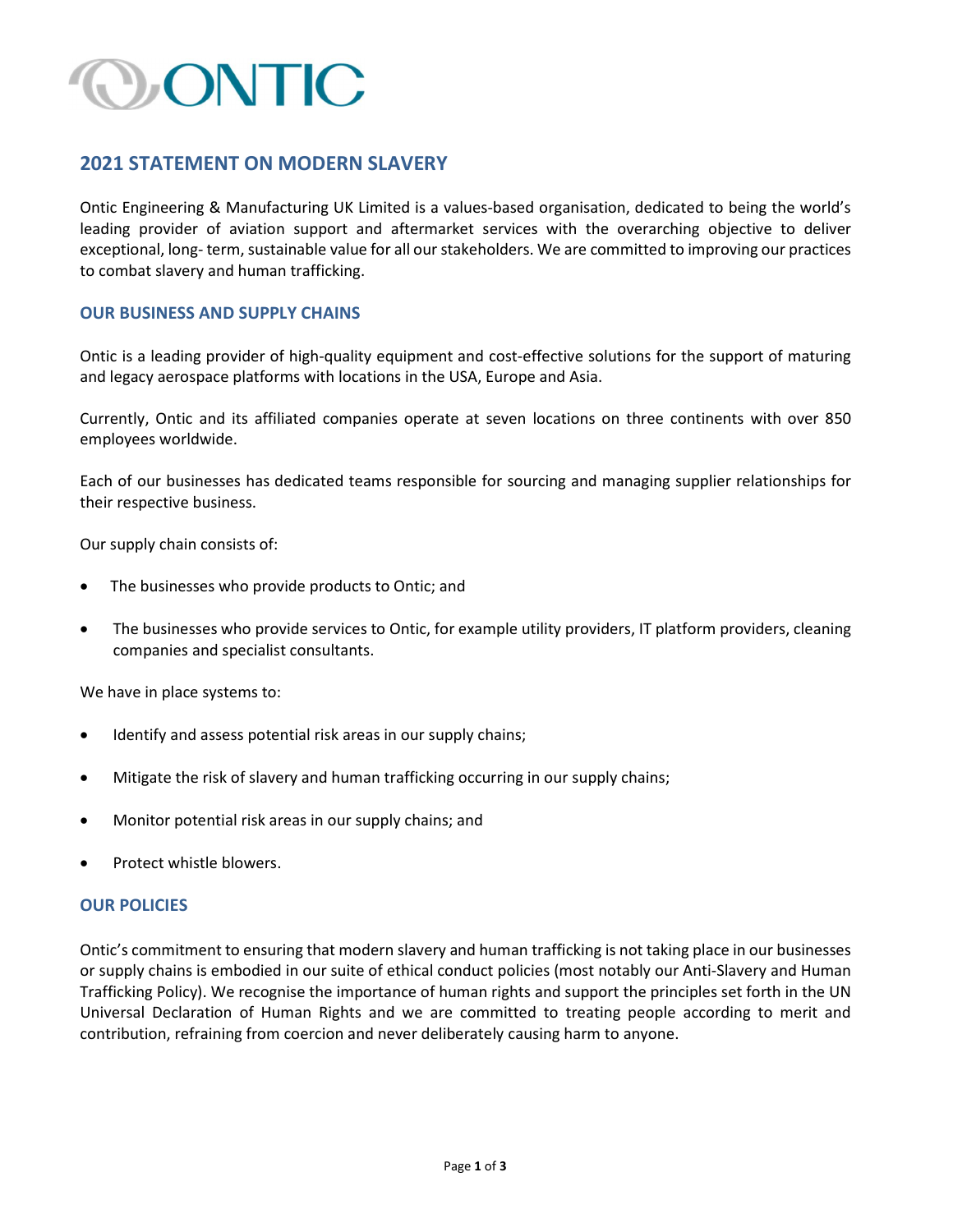ONTIC

## 2021 STATEMENT ON MODERN SLAVERY

Ontic Engineering & Manufacturing UK Limited is a values-based organisation, dedicated to being the world's leading provider of aviation support and aftermarket services with the overarching objective to deliver exceptional, long- term, sustainable value for all our stakeholders. We are committed to improving our practices to combat slavery and human trafficking.

### OUR BUSINESS AND SUPPLY CHAINS

Ontic is a leading provider of high-quality equipment and cost-effective solutions for the support of maturing and legacy aerospace platforms with locations in the USA, Europe and Asia.

Currently, Ontic and its affiliated companies operate at seven locations on three continents with over 850 employees worldwide.

Each of our businesses has dedicated teams responsible for sourcing and managing supplier relationships for their respective business.

Our supply chain consists of:

- The businesses who provide products to Ontic; and
- The businesses who provide services to Ontic, for example utility providers, IT platform providers, cleaning companies and specialist consultants.

We have in place systems to:

- Identify and assess potential risk areas in our supply chains;
- Mitigate the risk of slavery and human trafficking occurring in our supply chains;
- Monitor potential risk areas in our supply chains; and
- Protect whistle blowers.

### OUR POLICIES

Ontic's commitment to ensuring that modern slavery and human trafficking is not taking place in our businesses or supply chains is embodied in our suite of ethical conduct policies (most notably our Anti-Slavery and Human Trafficking Policy). We recognise the importance of human rights and support the principles set forth in the UN Universal Declaration of Human Rights and we are committed to treating people according to merit and contribution, refraining from coercion and never deliberately causing harm to anyone.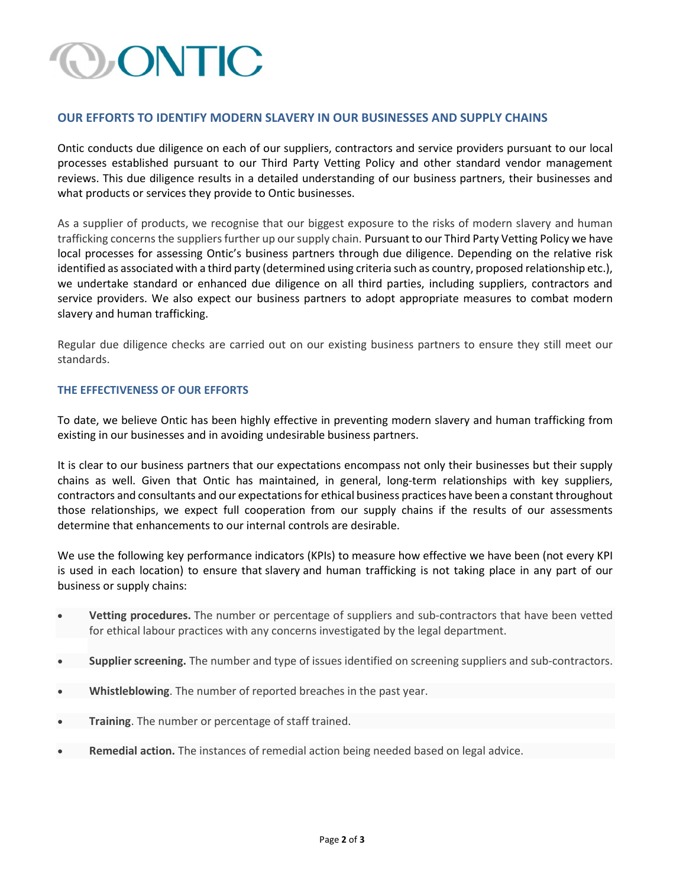## OUR EFFORTS TO IDENTIFY MODERN SLAVERY IN OUR BUSINESSES AND SUPPLY CHAINS

Ontic conducts due diligence on each of our suppliers, contractors and service providers pursuant to our local processes established pursuant to our Third Party Vetting Policy and other standard vendor management reviews. This due diligence results in a detailed understanding of our business partners, their businesses and what products or services they provide to Ontic businesses.

As a supplier of products, we recognise that our biggest exposure to the risks of modern slavery and human trafficking concerns the suppliers further up our supply chain. Pursuant to our Third Party Vetting Policy we have local processes for assessing Ontic's business partners through due diligence. Depending on the relative risk identified as associated with a third party (determined using criteria such as country, proposed relationship etc.), we undertake standard or enhanced due diligence on all third parties, including suppliers, contractors and service providers. We also expect our business partners to adopt appropriate measures to combat modern slavery and human trafficking.

Regular due diligence checks are carried out on our existing business partners to ensure they still meet our standards.

## THE EFFECTIVENESS OF OUR EFFORTS

To date, we believe Ontic has been highly effective in preventing modern slavery and human trafficking from existing in our businesses and in avoiding undesirable business partners.

It is clear to our business partners that our expectations encompass not only their businesses but their supply chains as well. Given that Ontic has maintained, in general, long-term relationships with key suppliers, contractors and consultants and our expectations for ethical business practices have been a constant throughout those relationships, we expect full cooperation from our supply chains if the results of our assessments determine that enhancements to our internal controls are desirable.

We use the following key performance indicators (KPIs) to measure how effective we have been (not every KPI is used in each location) to ensure that slavery and human trafficking is not taking place in any part of our business or supply chains:

- **Vetting procedures.** The number or percentage of suppliers and sub-contractors that have been vetted for ethical labour practices with any concerns investigated by the legal department.
- **Supplier screening.** The number and type of issues identified on screening suppliers and sub-contractors.
- **Whistleblowing**. The number of reported breaches in the past year.
- **Training**. The number or percentage of staff trained.
- **Remedial action.** The instances of remedial action being needed based on legal advice.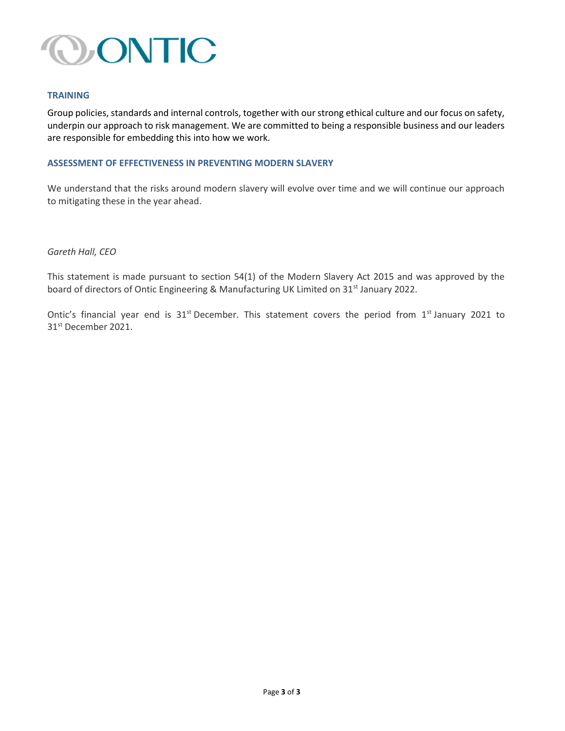## TRAINING

Group policies, standards and internal controls, together with our strong ethical culture and our focus on safety, underpin our approach to risk management. We are committed to being a responsible business and our leaders are responsible for embedding this into how we work.

## ASSESSMENT OF EFFECTIVENESS IN PREVENTING MODERN SLAVERY

We understand that the risks around modern slavery will evolve over time and we will continue our approach to mitigating these in the year ahead.

*Gareth Hall, CEO*

This statement is made pursuant to section 54(1) of the Modern Slavery Act 2015 and was approved by the board of directors of Ontic Engineering & Manufacturing UK Limited on 31st January 2022.

Ontic's financial year end is 31st December. This statement covers the period from 1st January 2021 to 31st December 2021.